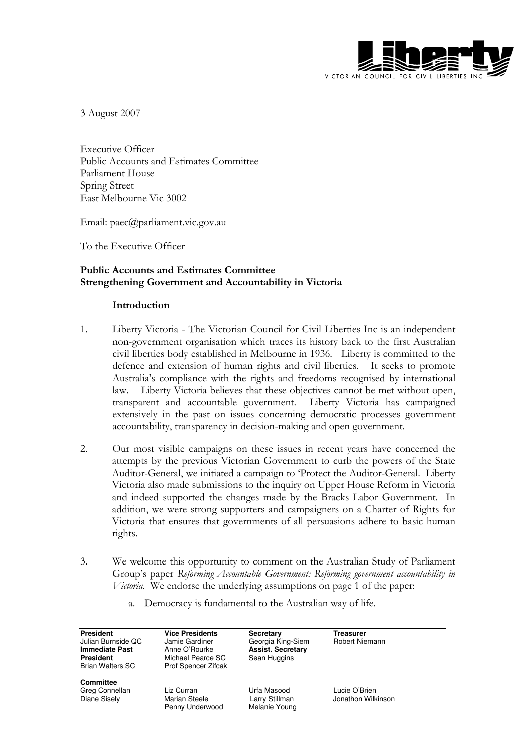Liberty

VICTORIAN COUNCIL FOR CIVIL LIBERTIES INC

3 August 2007

Executive Officer
Public Accounts and Estimates Committee
Parliament House
Spring Street
East Melbourne Vic 3002

Email: paec@parliament.vic.gov.au

To the Executive Officer

**Public Accounts and Estimates Committee**
**Strengthening Government and Accountability in Victoria**

## Introduction

1. Liberty Victoria - The Victorian Council for Civil Liberties Inc is an independent non-government organisation which traces its history back to the first Australian civil liberties body established in Melbourne in 1936. Liberty is committed to the defence and extension of human rights and civil liberties. It seeks to promote Australia's compliance with the rights and freedoms recognised by international law. Liberty Victoria believes that these objectives cannot be met without open, transparent and accountable government. Liberty Victoria has campaigned extensively in the past on issues concerning democratic processes government accountability, transparency in decision-making and open government.

2. Our most visible campaigns on these issues in recent years have concerned the attempts by the previous Victorian Government to curb the powers of the State Auditor-General, we initiated a campaign to 'Protect the Auditor-General. Liberty Victoria also made submissions to the inquiry on Upper House Reform in Victoria and indeed supported the changes made by the Bracks Labor Government. In addition, we were strong supporters and campaigners on a Charter of Rights for Victoria that ensures that governments of all persuasions adhere to basic human rights.

3. We welcome this opportunity to comment on the Australian Study of Parliament Group's paper *Reforming Accountable Government: Reforming government accountability in Victoria.* We endorse the underlying assumptions on page 1 of the paper:

   a. Democracy is fundamental to the Australian way of life.

| **President** | **Vice Presidents** | **Secretary** | **Treasurer** |
|---|---|---|---|
| Julian Burnside QC | Jamie Gardiner | Georgia King-Siem | Robert Niemann |
| **Immediate Past President** | Anne O'Rourke | **Assist. Secretary** | |
| Brian Walters SC | Michael Pearce SC | Sean Huggins | |
| | Prof Spencer Zifcak | | |
| **Committee** | | | |
| Greg Connellan | Liz Curran | Urfa Masood | Lucie O'Brien |
| Diane Sisely | Marian Steele | Larry Stillman | Jonathon Wilkinson |
| | Penny Underwood | Melanie Young | |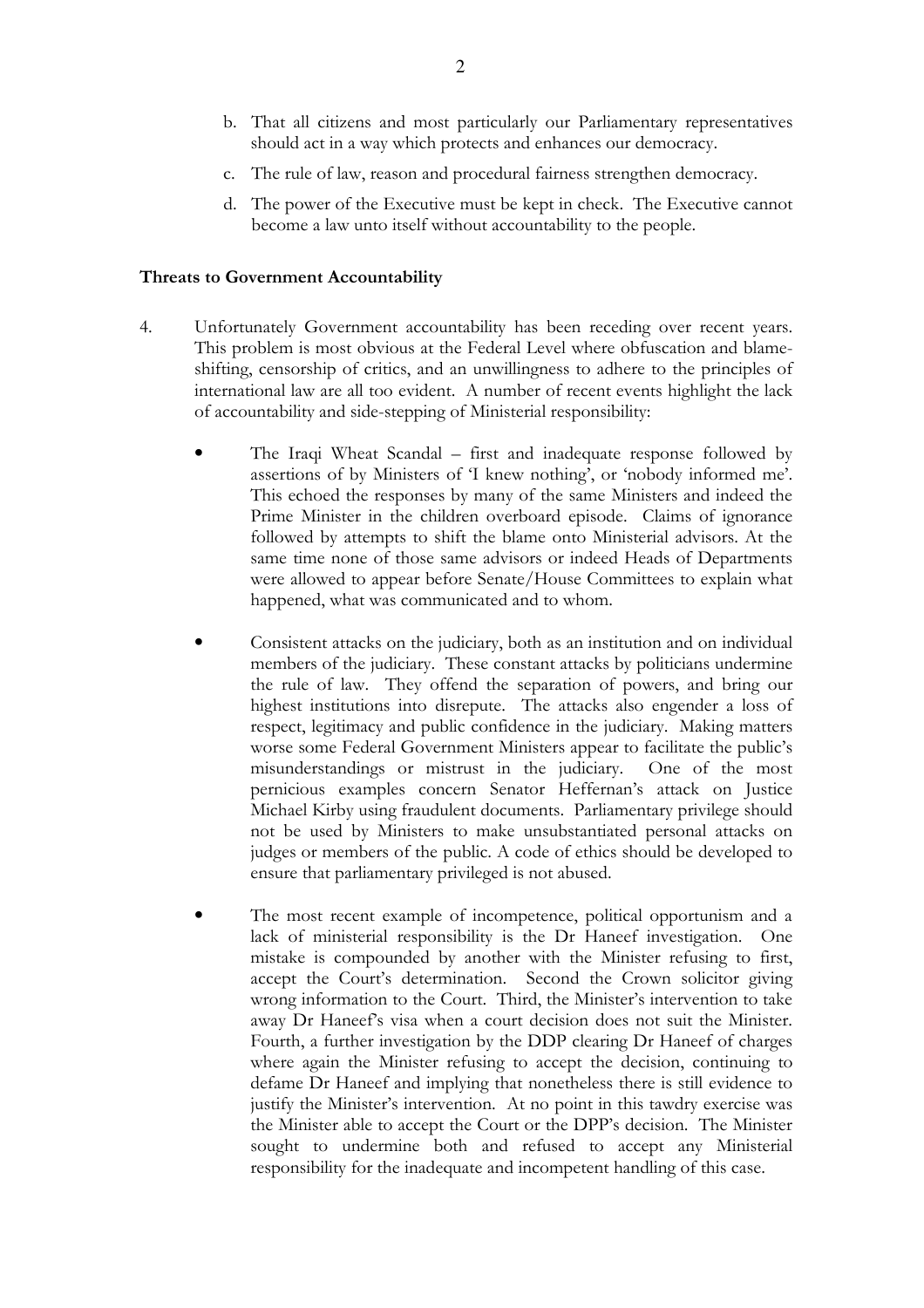b. That all citizens and most particularly our Parliamentary representatives should act in a way which protects and enhances our democracy.

c. The rule of law, reason and procedural fairness strengthen democracy.

d. The power of the Executive must be kept in check. The Executive cannot become a law unto itself without accountability to the people.

**Threats to Government Accountability**

4. Unfortunately Government accountability has been receding over recent years. This problem is most obvious at the Federal Level where obfuscation and blame-shifting, censorship of critics, and an unwillingness to adhere to the principles of international law are all too evident. A number of recent events highlight the lack of accountability and side-stepping of Ministerial responsibility:

   - The Iraqi Wheat Scandal – first and inadequate response followed by assertions of by Ministers of 'I knew nothing', or 'nobody informed me'. This echoed the responses by many of the same Ministers and indeed the Prime Minister in the children overboard episode. Claims of ignorance followed by attempts to shift the blame onto Ministerial advisors. At the same time none of those same advisors or indeed Heads of Departments were allowed to appear before Senate/House Committees to explain what happened, what was communicated and to whom.

   - Consistent attacks on the judiciary, both as an institution and on individual members of the judiciary. These constant attacks by politicians undermine the rule of law. They offend the separation of powers, and bring our highest institutions into disrepute. The attacks also engender a loss of respect, legitimacy and public confidence in the judiciary. Making matters worse some Federal Government Ministers appear to facilitate the public's misunderstandings or mistrust in the judiciary. One of the most pernicious examples concern Senator Heffernan's attack on Justice Michael Kirby using fraudulent documents. Parliamentary privilege should not be used by Ministers to make unsubstantiated personal attacks on judges or members of the public. A code of ethics should be developed to ensure that parliamentary privileged is not abused.

   - The most recent example of incompetence, political opportunism and a lack of ministerial responsibility is the Dr Haneef investigation. One mistake is compounded by another with the Minister refusing to first, accept the Court's determination. Second the Crown solicitor giving wrong information to the Court. Third, the Minister's intervention to take away Dr Haneef's visa when a court decision does not suit the Minister. Fourth, a further investigation by the DDP clearing Dr Haneef of charges where again the Minister refusing to accept the decision, continuing to defame Dr Haneef and implying that nonetheless there is still evidence to justify the Minister's intervention. At no point in this tawdry exercise was the Minister able to accept the Court or the DPP's decision. The Minister sought to undermine both and refused to accept any Ministerial responsibility for the inadequate and incompetent handling of this case.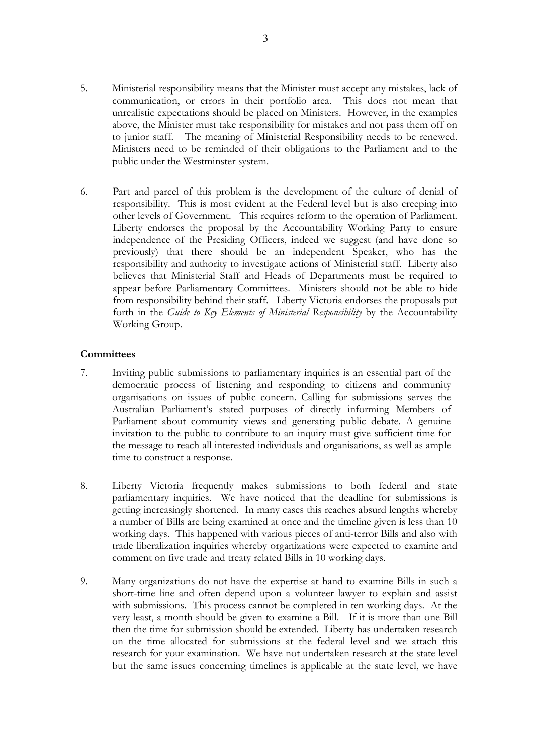5. Ministerial responsibility means that the Minister must accept any mistakes, lack of communication, or errors in their portfolio area. This does not mean that unrealistic expectations should be placed on Ministers. However, in the examples above, the Minister must take responsibility for mistakes and not pass them off on to junior staff. The meaning of Ministerial Responsibility needs to be renewed. Ministers need to be reminded of their obligations to the Parliament and to the public under the Westminster system.

6. Part and parcel of this problem is the development of the culture of denial of responsibility. This is most evident at the Federal level but is also creeping into other levels of Government. This requires reform to the operation of Parliament. Liberty endorses the proposal by the Accountability Working Party to ensure independence of the Presiding Officers, indeed we suggest (and have done so previously) that there should be an independent Speaker, who has the responsibility and authority to investigate actions of Ministerial staff. Liberty also believes that Ministerial Staff and Heads of Departments must be required to appear before Parliamentary Committees. Ministers should not be able to hide from responsibility behind their staff. Liberty Victoria endorses the proposals put forth in the *Guide to Key Elements of Ministerial Responsibility* by the Accountability Working Group.

**Committees**

7. Inviting public submissions to parliamentary inquiries is an essential part of the democratic process of listening and responding to citizens and community organisations on issues of public concern. Calling for submissions serves the Australian Parliament's stated purposes of directly informing Members of Parliament about community views and generating public debate. A genuine invitation to the public to contribute to an inquiry must give sufficient time for the message to reach all interested individuals and organisations, as well as ample time to construct a response.

8. Liberty Victoria frequently makes submissions to both federal and state parliamentary inquiries. We have noticed that the deadline for submissions is getting increasingly shortened. In many cases this reaches absurd lengths whereby a number of Bills are being examined at once and the timeline given is less than 10 working days. This happened with various pieces of anti-terror Bills and also with trade liberalization inquiries whereby organizations were expected to examine and comment on five trade and treaty related Bills in 10 working days.

9. Many organizations do not have the expertise at hand to examine Bills in such a short-time line and often depend upon a volunteer lawyer to explain and assist with submissions. This process cannot be completed in ten working days. At the very least, a month should be given to examine a Bill. If it is more than one Bill then the time for submission should be extended. Liberty has undertaken research on the time allocated for submissions at the federal level and we attach this research for your examination. We have not undertaken research at the state level but the same issues concerning timelines is applicable at the state level, we have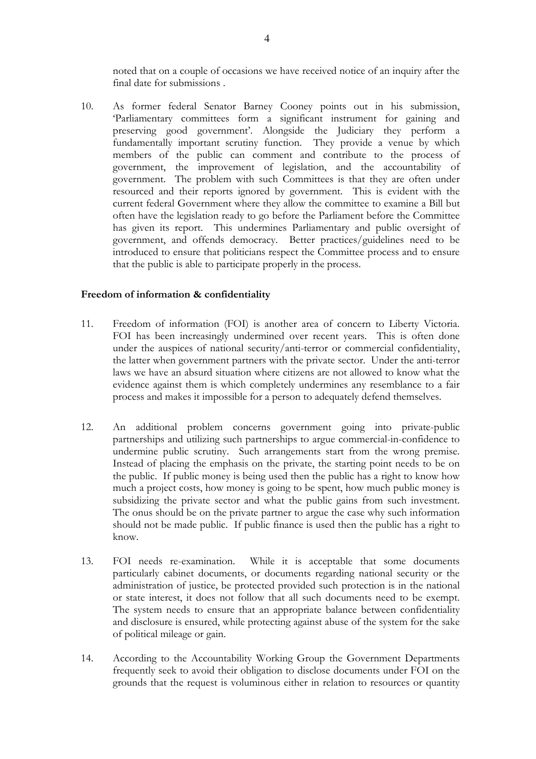noted that on a couple of occasions we have received notice of an inquiry after the final date for submissions .

10. As former federal Senator Barney Cooney points out in his submission, 'Parliamentary committees form a significant instrument for gaining and preserving good government'. Alongside the Judiciary they perform a fundamentally important scrutiny function. They provide a venue by which members of the public can comment and contribute to the process of government, the improvement of legislation, and the accountability of government. The problem with such Committees is that they are often under resourced and their reports ignored by government. This is evident with the current federal Government where they allow the committee to examine a Bill but often have the legislation ready to go before the Parliament before the Committee has given its report. This undermines Parliamentary and public oversight of government, and offends democracy. Better practices/guidelines need to be introduced to ensure that politicians respect the Committee process and to ensure that the public is able to participate properly in the process.

**Freedom of information & confidentiality**

11. Freedom of information (FOI) is another area of concern to Liberty Victoria. FOI has been increasingly undermined over recent years. This is often done under the auspices of national security/anti-terror or commercial confidentiality, the latter when government partners with the private sector. Under the anti-terror laws we have an absurd situation where citizens are not allowed to know what the evidence against them is which completely undermines any resemblance to a fair process and makes it impossible for a person to adequately defend themselves.

12. An additional problem concerns government going into private-public partnerships and utilizing such partnerships to argue commercial-in-confidence to undermine public scrutiny. Such arrangements start from the wrong premise. Instead of placing the emphasis on the private, the starting point needs to be on the public. If public money is being used then the public has a right to know how much a project costs, how money is going to be spent, how much public money is subsidizing the private sector and what the public gains from such investment. The onus should be on the private partner to argue the case why such information should not be made public. If public finance is used then the public has a right to know.

13. FOI needs re-examination. While it is acceptable that some documents particularly cabinet documents, or documents regarding national security or the administration of justice, be protected provided such protection is in the national or state interest, it does not follow that all such documents need to be exempt. The system needs to ensure that an appropriate balance between confidentiality and disclosure is ensured, while protecting against abuse of the system for the sake of political mileage or gain.

14. According to the Accountability Working Group the Government Departments frequently seek to avoid their obligation to disclose documents under FOI on the grounds that the request is voluminous either in relation to resources or quantity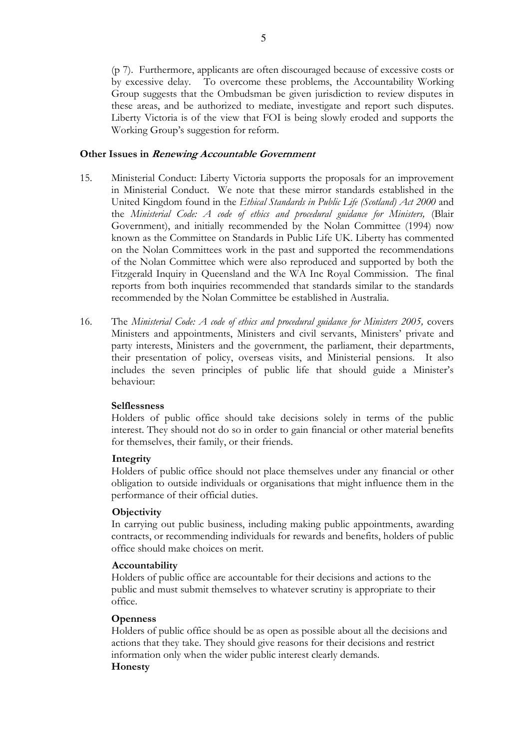(p 7). Furthermore, applicants are often discouraged because of excessive costs or by excessive delay. To overcome these problems, the Accountability Working Group suggests that the Ombudsman be given jurisdiction to review disputes in these areas, and be authorized to mediate, investigate and report such disputes. Liberty Victoria is of the view that FOI is being slowly eroded and supports the Working Group's suggestion for reform.

**Other Issues in *Renewing Accountable Government***

15. Ministerial Conduct: Liberty Victoria supports the proposals for an improvement in Ministerial Conduct. We note that these mirror standards established in the United Kingdom found in the *Ethical Standards in Public Life (Scotland) Act 2000* and the *Ministerial Code: A code of ethics and procedural guidance for Ministers,* (Blair Government), and initially recommended by the Nolan Committee (1994) now known as the Committee on Standards in Public Life UK. Liberty has commented on the Nolan Committees work in the past and supported the recommendations of the Nolan Committee which were also reproduced and supported by both the Fitzgerald Inquiry in Queensland and the WA Inc Royal Commission. The final reports from both inquiries recommended that standards similar to the standards recommended by the Nolan Committee be established in Australia.

16. The *Ministerial Code: A code of ethics and procedural guidance for Ministers 2005,* covers Ministers and appointments, Ministers and civil servants, Ministers' private and party interests, Ministers and the government, the parliament, their departments, their presentation of policy, overseas visits, and Ministerial pensions. It also includes the seven principles of public life that should guide a Minister's behaviour:

**Selflessness**
Holders of public office should take decisions solely in terms of the public interest. They should not do so in order to gain financial or other material benefits for themselves, their family, or their friends.

**Integrity**
Holders of public office should not place themselves under any financial or other obligation to outside individuals or organisations that might influence them in the performance of their official duties.

**Objectivity**
In carrying out public business, including making public appointments, awarding contracts, or recommending individuals for rewards and benefits, holders of public office should make choices on merit.

**Accountability**
Holders of public office are accountable for their decisions and actions to the public and must submit themselves to whatever scrutiny is appropriate to their office.

**Openness**
Holders of public office should be as open as possible about all the decisions and actions that they take. They should give reasons for their decisions and restrict information only when the wider public interest clearly demands.

**Honesty**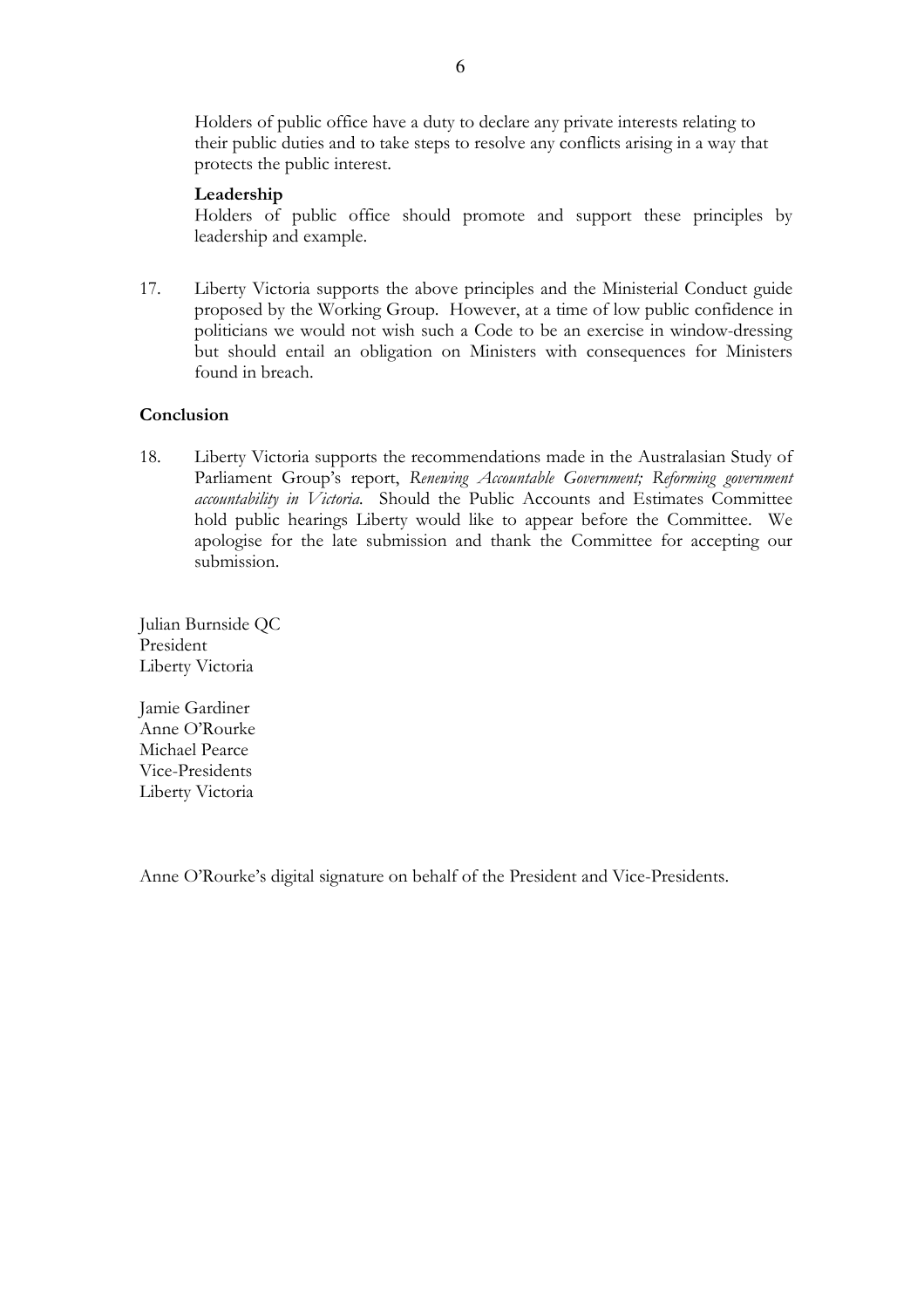Holders of public office have a duty to declare any private interests relating to their public duties and to take steps to resolve any conflicts arising in a way that protects the public interest.

**Leadership**
Holders of public office should promote and support these principles by leadership and example.

17. Liberty Victoria supports the above principles and the Ministerial Conduct guide proposed by the Working Group. However, at a time of low public confidence in politicians we would not wish such a Code to be an exercise in window-dressing but should entail an obligation on Ministers with consequences for Ministers found in breach.

## Conclusion

18. Liberty Victoria supports the recommendations made in the Australasian Study of Parliament Group's report, *Renewing Accountable Government; Reforming government accountability in Victoria.* Should the Public Accounts and Estimates Committee hold public hearings Liberty would like to appear before the Committee. We apologise for the late submission and thank the Committee for accepting our submission.

Julian Burnside QC
President
Liberty Victoria

Jamie Gardiner
Anne O'Rourke
Michael Pearce
Vice-Presidents
Liberty Victoria

Anne O'Rourke's digital signature on behalf of the President and Vice-Presidents.